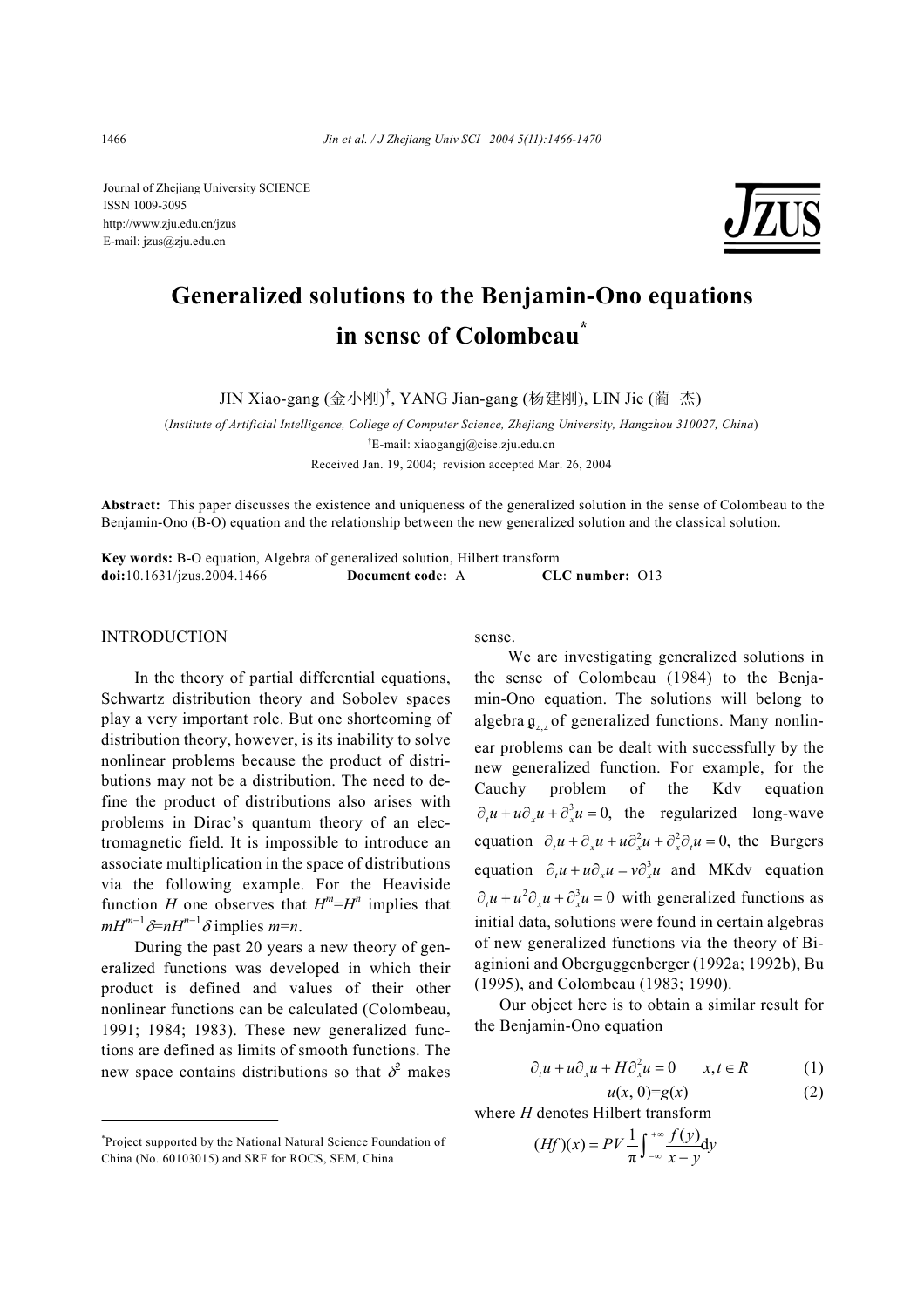Journal of Zhejiang University SCIENCE
ISSN 1009-3095
http://www.zju.edu.cn/jzus
E-mail: jzus@zju.edu.cn

# Generalized solutions to the Benjamin-Ono equations in sense of Colombeau*

JIN Xiao-gang (金小刚)†, YANG Jian-gang (杨建刚), LIN Jie (蔺 杰)

(*Institute of Artificial Intelligence, College of Computer Science, Zhejiang University, Hangzhou 310027, China*)

†E-mail: xiaogangj@cise.zju.edu.cn

Received Jan. 19, 2004; revision accepted Mar. 26, 2004

**Abstract:** This paper discusses the existence and uniqueness of the generalized solution in the sense of Colombeau to the Benjamin-Ono (B-O) equation and the relationship between the new generalized solution and the classical solution.

**Key words:** B-O equation, Algebra of generalized solution, Hilbert transform

**doi:**10.1631/jzus.2004.1466 **Document code:** A **CLC number:** O13

## INTRODUCTION

In the theory of partial differential equations, Schwartz distribution theory and Sobolev spaces play a very important role. But one shortcoming of distribution theory, however, is its inability to solve nonlinear problems because the product of distributions may not be a distribution. The need to define the product of distributions also arises with problems in Dirac's quantum theory of an electromagnetic field. It is impossible to introduce an associate multiplication in the space of distributions via the following example. For the Heaviside function $H$ one observes that $H^m=H^n$ implies that $mH^{m-1}\delta=nH^{n-1}\delta$ implies $m=n$.

During the past 20 years a new theory of generalized functions was developed in which their product is defined and values of their other nonlinear functions can be calculated (Colombeau, 1991; 1984; 1983). These new generalized functions are defined as limits of smooth functions. The new space contains distributions so that $\delta^2$ makes sense.

We are investigating generalized solutions in the sense of Colombeau (1984) to the Benjamin-Ono equation. The solutions will belong to algebra $\mathfrak{g}_{2,2}$ of generalized functions. Many nonlinear problems can be dealt with successfully by the new generalized function. For example, for the Cauchy problem of the Kdv equation $\partial_t u+u\partial_x u+\partial_x^3 u=0$, the regularized long-wave equation $\partial_t u+\partial_x u+u\partial_x^2 u+\partial_x^2\partial_t u=0$, the Burgers equation $\partial_t u+u\partial_x u=v\partial_x^3 u$ and MKdv equation $\partial_t u+u^2\partial_x u+\partial_x^3 u=0$ with generalized functions as initial data, solutions were found in certain algebras of new generalized functions via the theory of Biaginioni and Oberguggenberger (1992a; 1992b), Bu (1995), and Colombeau (1983; 1990).

Our object here is to obtain a similar result for the Benjamin-Ono equation

$$\partial_t u+u\partial_x u+H\partial_x^2 u=0 \qquad x,t\in R \tag{1}$$

$$u(x,0)=g(x) \tag{2}$$

where $H$ denotes Hilbert transform

$$(Hf)(x)=PV\frac{1}{\pi}\int_{-\infty}^{+\infty}\frac{f(y)}{x-y}\mathrm{d}y$$

*Project supported by the National Natural Science Foundation of China (No. 60103015) and SRF for ROCS, SEM, China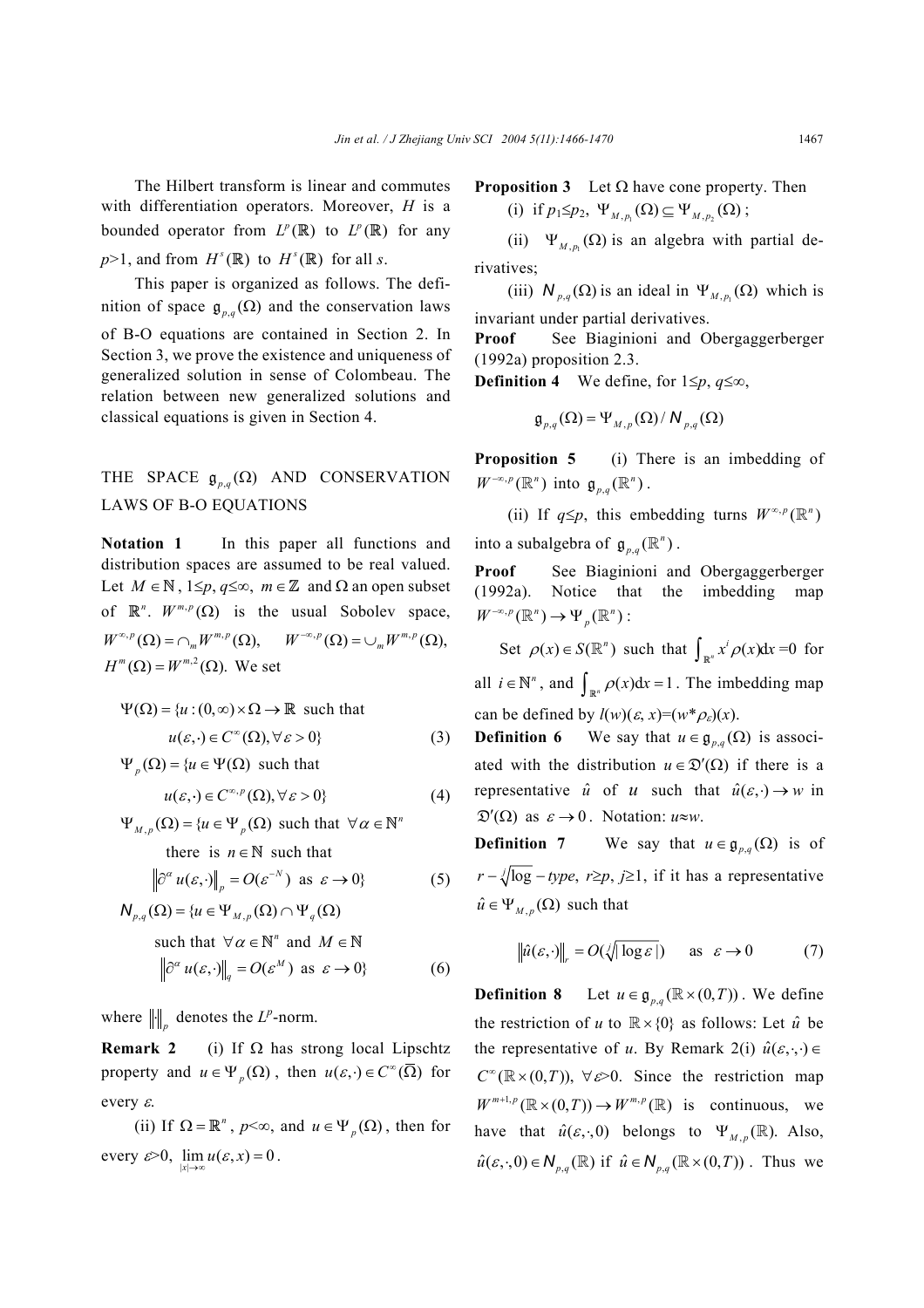The Hilbert transform is linear and commutes with differentiation operators. Moreover, $H$ is a bounded operator from $L^p(\mathbb{R})$ to $L^p(\mathbb{R})$ for any $p>1$, and from $H^s(\mathbb{R})$ to $H^s(\mathbb{R})$ for all $s$.

This paper is organized as follows. The definition of space $\mathfrak{g}_{p,q}(\Omega)$ and the conservation laws of B-O equations are contained in Section 2. In Section 3, we prove the existence and uniqueness of generalized solution in sense of Colombeau. The relation between new generalized solutions and classical equations is given in Section 4.

## THE SPACE $\mathfrak{g}_{p,q}(\Omega)$ AND CONSERVATION LAWS OF B-O EQUATIONS

**Notation 1** In this paper all functions and distribution spaces are assumed to be real valued. Let $M\in\mathbb{N}$, $1\leq p$, $q\leq\infty$, $m\in\mathbb{Z}$ and $\Omega$ an open subset of $\mathbb{R}^n$. $W^{m,p}(\Omega)$ is the usual Sobolev space, $W^{\infty,p}(\Omega)=\cap_m W^{m,p}(\Omega)$, $W^{-\infty,p}(\Omega)=\cup_m W^{m,p}(\Omega)$, $H^m(\Omega)=W^{m,2}(\Omega)$. We set

$$\Psi(\Omega)=\{u:(0,\infty)\times\Omega\to\mathbb{R} \text{ such that } u(\varepsilon,\cdot)\in C^\infty(\Omega),\forall\varepsilon>0\} \tag{3}$$

$$\Psi_p(\Omega)=\{u\in\Psi(\Omega) \text{ such that } u(\varepsilon,\cdot)\in C^{\infty,p}(\Omega),\forall\varepsilon>0\} \tag{4}$$

$$\Psi_{M,p}(\Omega)=\{u\in\Psi_p(\Omega) \text{ such that } \forall\alpha\in\mathbb{N}^n \text{ there is } n\in\mathbb{N} \text{ such that } \left\|\partial^\alpha u(\varepsilon,\cdot)\right\|_p=O(\varepsilon^{-N}) \text{ as } \varepsilon\to 0\} \tag{5}$$

$$\mathcal{N}_{p,q}(\Omega)=\{u\in\Psi_{M,p}(\Omega)\cap\Psi_q(\Omega) \text{ such that } \forall\alpha\in\mathbb{N}^n \text{ and } M\in\mathbb{N} \; \left\|\partial^\alpha u(\varepsilon,\cdot)\right\|_q=O(\varepsilon^M) \text{ as } \varepsilon\to 0\} \tag{6}$$

where $\|\cdot\|_p$ denotes the $L^p$-norm.

**Remark 2** (i) If $\Omega$ has strong local Lipschtz property and $u\in\Psi_p(\Omega)$, then $u(\varepsilon,\cdot)\in C^\infty(\overline{\Omega})$ for every $\varepsilon$.

(ii) If $\Omega=\mathbb{R}^n$, $p<\infty$, and $u\in\Psi_p(\Omega)$, then for every $\varepsilon>0$, $\lim_{|x|\to\infty}u(\varepsilon,x)=0$.

**Proposition 3** Let $\Omega$ have cone property. Then

(i) if $p_1\leq p_2$, $\Psi_{M,p_1}(\Omega)\subseteq\Psi_{M,p_2}(\Omega)$;

(ii) $\Psi_{M,p_1}(\Omega)$ is an algebra with partial derivatives;

(iii) $\mathcal{N}_{p,q}(\Omega)$ is an ideal in $\Psi_{M,p_1}(\Omega)$ which is invariant under partial derivatives.

**Proof** See Biaginioni and Obergaggerberger (1992a) proposition 2.3.

**Definition 4** We define, for $1\leq p$, $q\leq\infty$,

$$\mathfrak{g}_{p,q}(\Omega)=\Psi_{M,p}(\Omega)/\mathcal{N}_{p,q}(\Omega)$$

**Proposition 5** (i) There is an imbedding of $W^{-\infty,p}(\mathbb{R}^n)$ into $\mathfrak{g}_{p,q}(\mathbb{R}^n)$.

(ii) If $q\leq p$, this embedding turns $W^{\infty,p}(\mathbb{R}^n)$ into a subalgebra of $\mathfrak{g}_{p,q}(\mathbb{R}^n)$.

**Proof** See Biaginioni and Obergaggerberger (1992a). Notice that the imbedding map $W^{-\infty,p}(\mathbb{R}^n)\to\Psi_p(\mathbb{R}^n)$:

Set $\rho(x)\in S(\mathbb{R}^n)$ such that $\int_{\mathbb{R}^n}x^i\rho(x)\mathrm{d}x=0$ for all $i\in\mathbb{N}^n$, and $\int_{\mathbb{R}^n}\rho(x)\mathrm{d}x=1$. The imbedding map can be defined by $l(w)(\varepsilon,x)=(w*\rho_\varepsilon)(x)$.

**Definition 6** We say that $u\in\mathfrak{g}_{p,q}(\Omega)$ is associated with the distribution $u\in\mathfrak{D}'(\Omega)$ if there is a representative $\hat{u}$ of $u$ such that $\hat{u}(\varepsilon,\cdot)\to w$ in $\mathfrak{D}'(\Omega)$ as $\varepsilon\to 0$. Notation: $u\approx w$.

**Definition 7** We say that $u\in\mathfrak{g}_{p,q}(\Omega)$ is of $r-\sqrt[j]{\log}-type$, $r\geq p$, $j\geq 1$, if it has a representative $\hat{u}\in\Psi_{M,p}(\Omega)$ such that

$$\left\|\hat{u}(\varepsilon,\cdot)\right\|_r=O(\sqrt[j]{|\log\varepsilon|}) \quad \text{as} \quad \varepsilon\to 0 \tag{7}$$

**Definition 8** Let $u\in\mathfrak{g}_{p,q}(\mathbb{R}\times(0,T))$. We define the restriction of $u$ to $\mathbb{R}\times\{0\}$ as follows: Let $\hat{u}$ be the representative of $u$. By Remark 2(i) $\hat{u}(\varepsilon,\cdot,\cdot)\in C^\infty(\mathbb{R}\times(0,T))$, $\forall\varepsilon>0$. Since the restriction map $W^{m+1,p}(\mathbb{R}\times(0,T))\to W^{m,p}(\mathbb{R})$ is continuous, we have that $\hat{u}(\varepsilon,\cdot,0)$ belongs to $\Psi_{M,p}(\mathbb{R})$. Also, $\hat{u}(\varepsilon,\cdot,0)\in\mathcal{N}_{p,q}(\mathbb{R})$ if $\hat{u}\in\mathcal{N}_{p,q}(\mathbb{R}\times(0,T))$. Thus we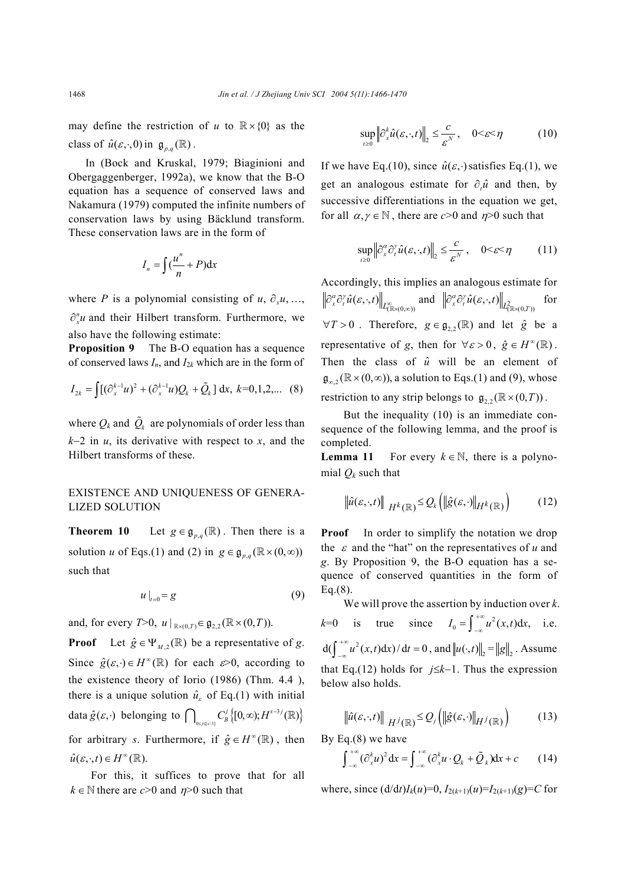may define the restriction of $u$ to $\mathbb{R}\times\{0\}$ as the class of $\hat{u}(\varepsilon,\cdot,0)$ in $\mathfrak{g}_{p,q}(\mathbb{R})$.

In (Bock and Kruskal, 1979; Biaginioni and Obergaggenberger, 1992a), we know that the B-O equation has a sequence of conserved laws and Nakamura (1979) computed the infinite numbers of conservation laws by using Bäcklund transform. These conservation laws are in the form of

$$I_n = \int (\frac{u^n}{n} + P)\mathrm{d}x$$

where $P$ is a polynomial consisting of $u$, $\partial_x u$, …, $\partial_x^n u$ and their Hilbert transform. Furthermore, we also have the following estimate:

**Proposition 9** The B-O equation has a sequence of conserved laws $I_n$, and $I_{2k}$ which are in the form of

$$I_{2k} = \int [(\partial_x^{k-1}u)^2 + (\partial_x^{k-1}u)Q_k + \tilde{Q}_k]\,\mathrm{d}x,\ k=0,1,2,... \quad (8)$$

where $Q_k$ and $\tilde{Q}_k$ are polynomials of order less than $k-2$ in $u$, its derivative with respect to $x$, and the Hilbert transforms of these.

## EXISTENCE AND UNIQUENESS OF GENERALIZED SOLUTION

**Theorem 10** Let $g\in\mathfrak{g}_{p,q}(\mathbb{R})$. Then there is a solution $u$ of Eqs.(1) and (2) in $g\in\mathfrak{g}_{p,q}(\mathbb{R}\times(0,\infty))$ such that

$$u|_{t=0} = g \quad (9)$$

and, for every $T>0$, $u|_{\mathbb{R}\times(0,T)}\in\mathfrak{g}_{2,2}(\mathbb{R}\times(0,T))$.

**Proof** Let $\hat{g}\in\Psi_{M,2}(\mathbb{R})$ be a representative of $g$. Since $\hat{g}(\varepsilon,\cdot)\in H^{\infty}(\mathbb{R})$ for each $\varepsilon>0$, according to the existence theory of Iorio (1986) (Thm. 4.4 ), there is a unique solution $\hat{u}_\varepsilon$ of Eq.(1) with initial data $\hat{g}(\varepsilon,\cdot)$ belonging to $\bigcap_{0\le j\le[s/3]} C_B^j\{[0,\infty);H^{s-3j}(\mathbb{R})\}$ for arbitrary $s$. Furthermore, if $\hat{g}\in H^{\infty}(\mathbb{R})$, then $\hat{u}(\varepsilon,\cdot,t)\in H^{\infty}(\mathbb{R})$.

For this, it suffices to prove that for all $k\in\mathbb{N}$ there are $c>0$ and $\eta>0$ such that

$$\sup_{t\ge 0}\left\|\partial_x^k\hat{u}(\varepsilon,\cdot,t)\right\|_2 \le \frac{c}{\varepsilon^N},\quad 0<\varepsilon<\eta \quad (10)$$

If we have Eq.(10), since $\hat{u}(\varepsilon,\cdot)$ satisfies Eq.(1), we get an analogous estimate for $\partial_t\hat{u}$ and then, by successive differentiations in the equation we get, for all $\alpha,\gamma\in\mathbb{N}$, there are $c>0$ and $\eta>0$ such that

$$\sup_{t\ge 0}\left\|\partial_x^\alpha\partial_t^\gamma\hat{u}(\varepsilon,\cdot,t)\right\|_2 \le \frac{c}{\varepsilon^N},\quad 0<\varepsilon<\eta \quad (11)$$

Accordingly, this implies an analogous estimate for $\left\|\partial_x^\alpha\partial_t^\gamma\hat{u}(\varepsilon,\cdot,t)\right\|_{L^\infty_{(\mathbb{R}\times(0,\infty))}}$ and $\left\|\partial_x^\alpha\partial_t^\gamma\hat{u}(\varepsilon,\cdot,t)\right\|_{L^2_{(\mathbb{R}\times(0,T))}}$ for $\forall T>0$. Therefore, $g\in\mathfrak{g}_{2,2}(\mathbb{R})$ and let $\hat{g}$ be a representative of $g$, then for $\forall\varepsilon>0$, $\hat{g}\in H^{\infty}(\mathbb{R})$. Then the class of $\hat{u}$ will be an element of $\mathfrak{g}_{\infty,2}(\mathbb{R}\times(0,\infty))$, a solution to Eqs.(1) and (9), whose restriction to any strip belongs to $\mathfrak{g}_{2,2}(\mathbb{R}\times(0,T))$.

But the inequality (10) is an immediate consequence of the following lemma, and the proof is completed.

**Lemma 11** For every $k\in\mathbb{N}$, there is a polynomial $Q_k$ such that

$$\left\|\hat{u}(\varepsilon,\cdot,t)\right\|_{H^k(\mathbb{R})} \le Q_k\left(\left\|\hat{g}(\varepsilon,\cdot)\right\|_{H^k(\mathbb{R})}\right) \quad (12)$$

**Proof** In order to simplify the notation we drop the $\varepsilon$ and the "hat" on the representatives of $u$ and $g$. By Proposition 9, the B-O equation has a sequence of conserved quantities in the form of Eq.(8).

We will prove the assertion by induction over $k$. $k=0$ is true since $I_0=\int_{-\infty}^{+\infty}u^2(x,t)\mathrm{d}x$, i.e. $\mathrm{d}(\int_{-\infty}^{+\infty}u^2(x,t)\mathrm{d}x)/\mathrm{d}t=0$, and $\|u(\cdot,t)\|_2=\|g\|_2$. Assume that Eq.(12) holds for $j\le k-1$. Thus the expression below also holds.

$$\left\|\hat{u}(\varepsilon,\cdot,t)\right\|_{H^j(\mathbb{R})} \le Q_j\left(\left\|\hat{g}(\varepsilon,\cdot)\right\|_{H^j(\mathbb{R})}\right) \quad (13)$$

By Eq.(8) we have

$$\int_{-\infty}^{+\infty}(\partial_x^k u)^2\mathrm{d}x = \int_{-\infty}^{+\infty}(\partial_x^k u\cdot Q_k + \tilde{Q}_k)\mathrm{d}x + c \quad (14)$$

where, since $(\mathrm{d}/\mathrm{d}t)I_k(u)=0$, $I_{2(k+1)}(u)=I_{2(k+1)}(g)=C$ for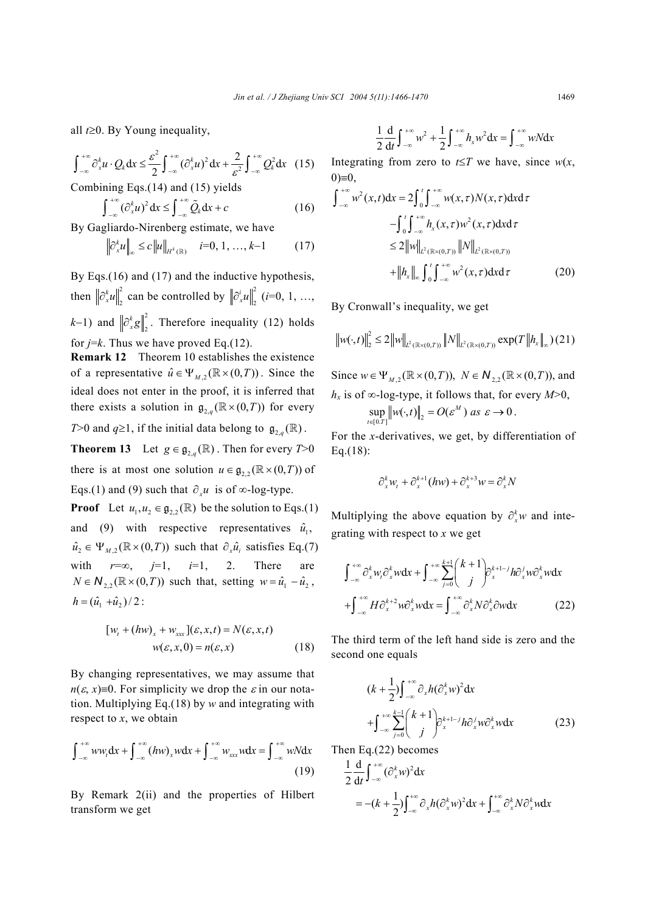all $t \geq 0$. By Young inequality,

$$\int_{-\infty}^{+\infty} \partial_x^k u \cdot Q_k \mathrm{d}x \leq \frac{\varepsilon^2}{2}\int_{-\infty}^{+\infty} (\partial_x^k u)^2 \mathrm{d}x + \frac{2}{\varepsilon^2}\int_{-\infty}^{+\infty} Q_k^2 \mathrm{d}x \quad (15)$$

Combining Eqs.(14) and (15) yields

$$\int_{-\infty}^{+\infty} (\partial_x^k u)^2 \mathrm{d}x \leq \int_{-\infty}^{+\infty} \tilde{Q}_k \mathrm{d}x + c \quad (16)$$

By Gagliardo-Nirenberg estimate, we have

$$\left\|\partial_x^i u\right\|_\infty \leq c\left\|u\right\|_{H^k(\mathbb{R})} \quad i=0, 1, \ldots, k-1 \quad (17)$$

By Eqs.(16) and (17) and the inductive hypothesis, then $\left\|\partial_x^k u\right\|_2^2$ can be controlled by $\left\|\partial_x^i u\right\|_2^2$ ($i$=0, 1, …, $k$−1) and $\left\|\partial_x^k g\right\|_2^2$. Therefore inequality (12) holds for $j$=$k$. Thus we have proved Eq.(12).

**Remark 12** Theorem 10 establishes the existence of a representative $\hat{u} \in \Psi_{M,2}(\mathbb{R}\times(0,T))$. Since the ideal does not enter in the proof, it is inferred that there exists a solution in $\mathfrak{g}_{2,q}(\mathbb{R}\times(0,T))$ for every $T$>0 and $q$≥1, if the initial data belong to $\mathfrak{g}_{2,q}(\mathbb{R})$.

**Theorem 13** Let $g \in \mathfrak{g}_{2,q}(\mathbb{R})$. Then for every $T$>0 there is at most one solution $u \in \mathfrak{g}_{2,2}(\mathbb{R}\times(0,T))$ of Eqs.(1) and (9) such that $\partial_x u$ is of ∞-log-type.

**Proof** Let $u_1, u_2 \in \mathfrak{g}_{2,2}(\mathbb{R})$ be the solution to Eqs.(1) and (9) with respective representatives $\hat{u}_1$, $\hat{u}_2 \in \Psi_{M,2}(\mathbb{R}\times(0,T))$ such that $\partial_x \hat{u}_i$ satisfies Eq.(7) with $r$=∞, $j$=1, $i$=1, 2. There are $N \in \mathsf{N}_{2,2}(\mathbb{R}\times(0,T))$ such that, setting $w = \hat{u}_1 - \hat{u}_2$, $h = (\hat{u}_1 + \hat{u}_2)/2$:

$$[w_t + (hw)_x + w_{xxx}](\varepsilon, x, t) = N(\varepsilon, x, t)$$
$$w(\varepsilon, x, 0) = n(\varepsilon, x) \quad (18)$$

By changing representatives, we may assume that $n(\varepsilon, x) \equiv 0$. For simplicity we drop the $\varepsilon$ in our notation. Multiplying Eq.(18) by $w$ and integrating with respect to $x$, we obtain

$$\int_{-\infty}^{+\infty} w w_t \mathrm{d}x + \int_{-\infty}^{+\infty} (hw)_x w \mathrm{d}x + \int_{-\infty}^{+\infty} w_{xxx} w \mathrm{d}x = \int_{-\infty}^{+\infty} wN \mathrm{d}x \quad (19)$$

By Remark 2(ii) and the properties of Hilbert transform we get

$$\frac{1}{2}\frac{\mathrm{d}}{\mathrm{d}t}\int_{-\infty}^{+\infty} w^2 + \frac{1}{2}\int_{-\infty}^{+\infty} h_x w^2 \mathrm{d}x = \int_{-\infty}^{+\infty} wN \mathrm{d}x$$

Integrating from zero to $t \leq T$ we have, since $w(x, 0) \equiv 0$,

$$\begin{aligned}
\int_{-\infty}^{+\infty} w^2(x,t)\mathrm{d}x &= 2\int_0^t \int_{-\infty}^{+\infty} w(x,\tau)N(x,\tau)\mathrm{d}x\mathrm{d}\tau \\
&\quad - \int_0^t \int_{-\infty}^{+\infty} h_x(x,\tau)w^2(x,\tau)\mathrm{d}x\mathrm{d}\tau \\
&\leq 2\left\|w\right\|_{L^2(\mathbb{R}\times(0,T))}\left\|N\right\|_{L^2(\mathbb{R}\times(0,T))} \\
&\quad + \left\|h_x\right\|_\infty \int_0^t \int_{-\infty}^{+\infty} w^2(x,\tau)\mathrm{d}x\mathrm{d}\tau
\end{aligned} \quad (20)$$

By Cronwall's inequality, we get

$$\left\|w(\cdot,t)\right\|_2^2 \leq 2\left\|w\right\|_{L^2(\mathbb{R}\times(0,T))}\left\|N\right\|_{L^2(\mathbb{R}\times(0,T))}\exp(T\left\|h_x\right\|_\infty) \quad (21)$$

Since $w \in \Psi_{M,2}(\mathbb{R}\times(0,T))$, $N \in \mathsf{N}_{2,2}(\mathbb{R}\times(0,T))$, and $h_x$ is of ∞-log-type, it follows that, for every $M$>0,

$$\sup_{t\in[0,T]}\left\|w(\cdot,t)\right\|_2 = O(\varepsilon^M) \text{ as } \varepsilon \to 0.$$

For the $x$-derivatives, we get, by differentiation of Eq.(18):

$$\partial_x^k w_t + \partial_x^{k+1}(hw) + \partial_x^{k+3} w = \partial_x^k N$$

Multiplying the above equation by $\partial_x^k w$ and integrating with respect to $x$ we get

$$\begin{aligned}
&\int_{-\infty}^{+\infty} \partial_x^k w_t \partial_x^k w \mathrm{d}x + \int_{-\infty}^{+\infty} \sum_{j=0}^{k+1}\binom{k+1}{j}\partial_x^{k+1-j} h \partial_x^j w \partial_x^k w \mathrm{d}x \\
&+ \int_{-\infty}^{+\infty} H\partial_x^{k+2} w \partial_x^k w \mathrm{d}x = \int_{-\infty}^{+\infty} \partial_x^k N \partial_x^k \partial w \mathrm{d}x
\end{aligned} \quad (22)$$

The third term of the left hand side is zero and the second one equals

$$\begin{aligned}
&(k+\frac{1}{2})\int_{-\infty}^{+\infty} \partial_x h(\partial_x^k w)^2 \mathrm{d}x \\
&+ \int_{-\infty}^{+\infty} \sum_{j=0}^{k-1}\binom{k+1}{j}\partial_x^{k+1-j} h \partial_x^j w \partial_x^k w \mathrm{d}x
\end{aligned} \quad (23)$$

Then Eq.(22) becomes

$$\begin{aligned}
&\frac{1}{2}\frac{\mathrm{d}}{\mathrm{d}t}\int_{-\infty}^{+\infty} (\partial_x^k w)^2 \mathrm{d}x \\
&= -(k+\frac{1}{2})\int_{-\infty}^{+\infty} \partial_x h(\partial_x^k w)^2 \mathrm{d}x + \int_{-\infty}^{+\infty} \partial_x^k N \partial_x^k w \mathrm{d}x
\end{aligned}$$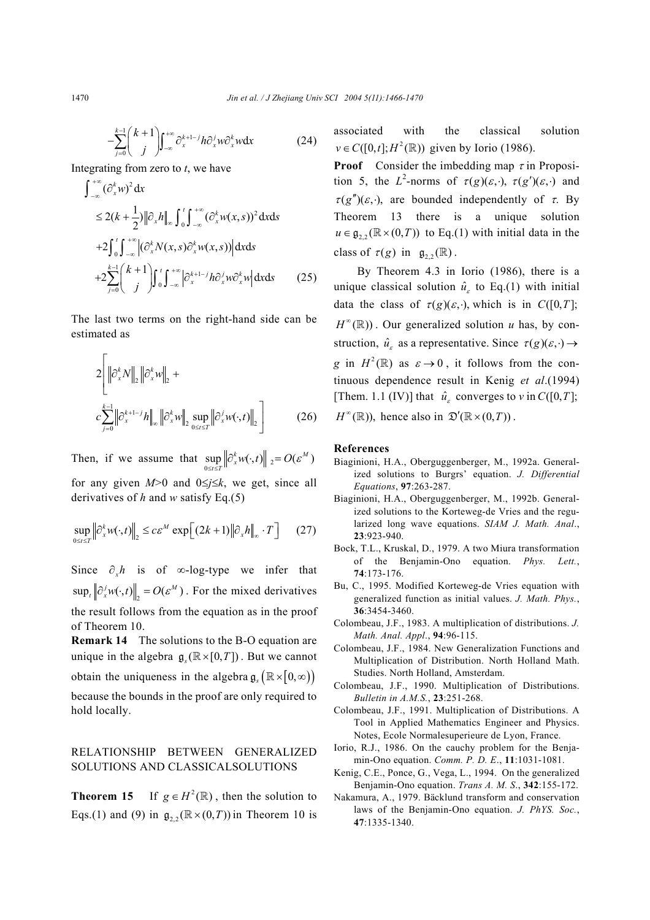$$-\sum_{j=0}^{k-1}\binom{k+1}{j}\int_{-\infty}^{+\infty}\partial_x^{k+1-j}h\partial_x^j w\partial_x^k w\mathrm{d}x \tag{24}$$

Integrating from zero to $t$, we have

$$\begin{aligned}&\int_{-\infty}^{+\infty}(\partial_x^k w)^2\mathrm{d}x\\&\le 2(k+\frac{1}{2})\left\|\partial_x h\right\|_\infty\int_0^t\int_{-\infty}^{+\infty}(\partial_x^k w(x,s))^2\mathrm{d}x\mathrm{d}s\\&+2\int_0^t\int_{-\infty}^{+\infty}\left|(\partial_x^k N(x,s)\partial_x^k w(x,s))\right|\mathrm{d}x\mathrm{d}s\\&+2\sum_{j=0}^{k-1}\binom{k+1}{j}\int_0^t\int_{-\infty}^{+\infty}\left|\partial_x^{k+1-j}h\partial_x^j w\partial_x^k w\right|\mathrm{d}x\mathrm{d}s\end{aligned} \tag{25}$$

The last two terms on the right-hand side can be estimated as

$$2\left[\left\|\partial_x^k N\right\|_2\left\|\partial_x^k w\right\|_2+c\sum_{j=0}^{k-1}\left\|\partial_x^{k+1-j}h\right\|_\infty\left\|\partial_x^k w\right\|_2\sup_{0\le t\le T}\left\|\partial_x^j w(\cdot,t)\right\|_2\right] \tag{26}$$

Then, if we assume that $\sup_{0\le t\le T}\left\|\partial_x^k w(\cdot,t)\right\|_2=O(\varepsilon^M)$ for any given $M>0$ and $0\le j\le k$, we get, since all derivatives of $h$ and $w$ satisfy Eq.(5)

$$\sup_{0\le t\le T}\left\|\partial_x^k w(\cdot,t)\right\|_2\le c\varepsilon^M\exp\left[(2k+1)\left\|\partial_x h\right\|_\infty\cdot T\right] \tag{27}$$

Since $\partial_x h$ is of $\infty$-log-type we infer that $\sup_t\left\|\partial_x^j w(\cdot,t)\right\|_2=O(\varepsilon^M)$. For the mixed derivatives the result follows from the equation as in the proof of Theorem 10.

**Remark 14** The solutions to the B-O equation are unique in the algebra $\mathfrak{g}_s(\mathbb{R}\times[0,T])$. But we cannot obtain the uniqueness in the algebra $\mathfrak{g}_s\left(\mathbb{R}\times[0,\infty)\right)$ because the bounds in the proof are only required to hold locally.

## RELATIONSHIP BETWEEN GENERALIZED SOLUTIONS AND CLASSICALSOLUTIONS

**Theorem 15** If $g\in H^2(\mathbb{R})$, then the solution to Eqs.(1) and (9) in $\mathfrak{g}_{2,2}(\mathbb{R}\times(0,T))$ in Theorem 10 is associated with the classical solution $v\in C([0,t];H^2(\mathbb{R}))$ given by Iorio (1986).

**Proof** Consider the imbedding map $\tau$ in Proposition 5, the $L^2$-norms of $\tau(g)(\varepsilon,\cdot)$, $\tau(g')(\varepsilon,\cdot)$ and $\tau(g'')(\varepsilon,\cdot)$, are bounded independently of $\tau$. By Theorem 13 there is a unique solution $u\in\mathfrak{g}_{2,2}(\mathbb{R}\times(0,T))$ to Eq.(1) with initial data in the class of $\tau(g)$ in $\mathfrak{g}_{2,2}(\mathbb{R})$.

By Theorem 4.3 in Iorio (1986), there is a unique classical solution $\hat{u}_\varepsilon$ to Eq.(1) with initial data the class of $\tau(g)(\varepsilon,\cdot)$, which is in $C([0,T];H^\infty(\mathbb{R}))$. Our generalized solution $u$ has, by construction, $\hat{u}_\varepsilon$ as a representative. Since $\tau(g)(\varepsilon,\cdot)\to g$ in $H^2(\mathbb{R})$ as $\varepsilon\to 0$, it follows from the continuous dependence result in Kenig *et al*.(1994) [Them. 1.1 (IV)] that $\hat{u}_\varepsilon$ converges to $v$ in $C([0,T];H^\infty(\mathbb{R}))$, hence also in $\mathfrak{D}'(\mathbb{R}\times(0,T))$.

## References

Biaginioni, H.A., Oberguggenberger, M., 1992a. Generalized solutions to Burgrs' equation. *J. Differential Equations*, **97**:263-287.

Biaginioni, H.A., Oberguggenberger, M., 1992b. Generalized solutions to the Korteweg-de Vries and the regularized long wave equations. *SIAM J. Math. Anal*., **23**:923-940.

Bock, T.L., Kruskal, D., 1979. A two Miura transformation of the Benjamin-Ono equation. *Phys. Lett.*, **74**:173-176.

Bu, C., 1995. Modified Korteweg-de Vries equation with generalized function as initial values. *J. Math. Phys.*, **36**:3454-3460.

Colombeau, J.F., 1983. A multiplication of distributions. *J. Math. Anal. Appl*., **94**:96-115.

Colombeau, J.F., 1984. New Generalization Functions and Multiplication of Distribution. North Holland Math. Studies. North Holland, Amsterdam.

Colombeau, J.F., 1990. Multiplication of Distributions. *Bulletin in A.M.S.*, **23**:251-268.

Colombeau, J.F., 1991. Multiplication of Distributions. A Tool in Applied Mathematics Engineer and Physics. Notes, Ecole Normalesuperieure de Lyon, France.

Iorio, R.J., 1986. On the cauchy problem for the Benjamin-Ono equation. *Comm. P. D. E*., **11**:1031-1081.

Kenig, C.E., Ponce, G., Vega, L., 1994. On the generalized Benjamin-Ono equation. *Trans A. M. S*., **342**:155-172.

Nakamura, A., 1979. Bäcklund transform and conservation laws of the Benjamin-Ono equation. *J. PhYS. Soc.*, **47**:1335-1340.